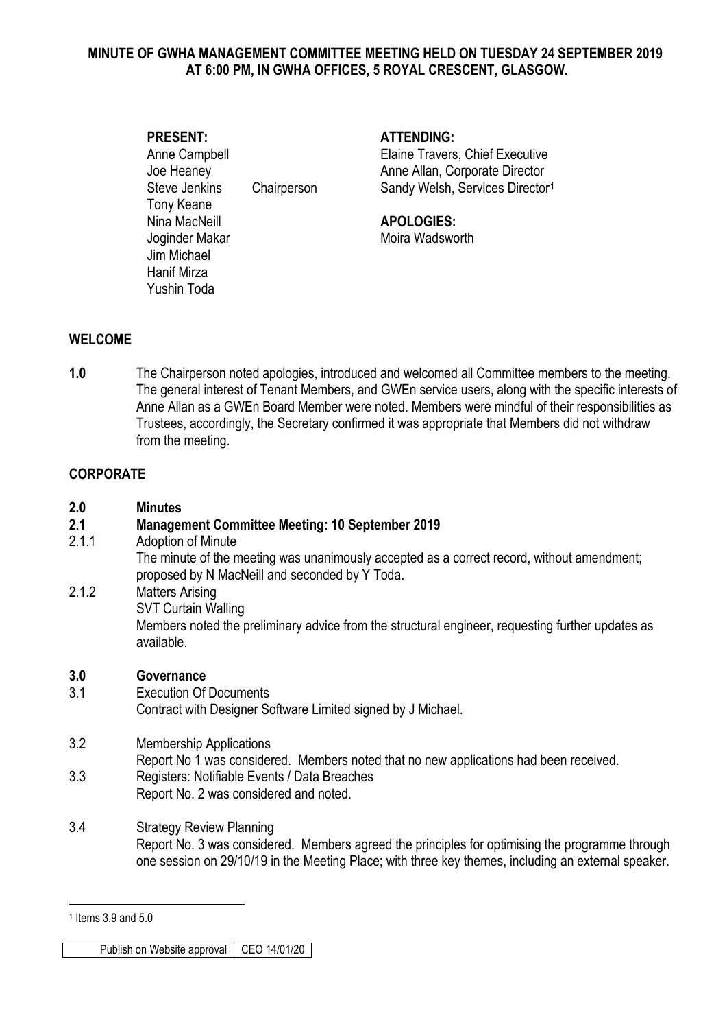**MINUTE OF GWHA MANAGEMENT COMMITTEE MEETING HELD ON TUESDAY 24 SEPTEMBER 2019 AT 6:00 PM, IN GWHA OFFICES, 5 ROYAL CRESCENT, GLASGOW.**

**PRESENT:**
Anne Campbell
Joe Heaney
Steve Jenkins — Chairperson
Tony Keane
Nina MacNeill
Joginder Makar
Jim Michael
Hanif Mirza
Yushin Toda

**ATTENDING:**
Elaine Travers, Chief Executive
Anne Allan, Corporate Director
Sandy Welsh, Services Director[1]

**APOLOGIES:**
Moira Wadsworth

## WELCOME

**1.0** The Chairperson noted apologies, introduced and welcomed all Committee members to the meeting. The general interest of Tenant Members, and GWEn service users, along with the specific interests of Anne Allan as a GWEn Board Member were noted. Members were mindful of their responsibilities as Trustees, accordingly, the Secretary confirmed it was appropriate that Members did not withdraw from the meeting.

## CORPORATE

**2.0 Minutes**

**2.1 Management Committee Meeting: 10 September 2019**

2.1.1 Adoption of Minute
The minute of the meeting was unanimously accepted as a correct record, without amendment; proposed by N MacNeill and seconded by Y Toda.

2.1.2 Matters Arising
SVT Curtain Walling
Members noted the preliminary advice from the structural engineer, requesting further updates as available.

**3.0 Governance**

3.1 Execution Of Documents
Contract with Designer Software Limited signed by J Michael.

3.2 Membership Applications
Report No 1 was considered. Members noted that no new applications had been received.

3.3 Registers: Notifiable Events / Data Breaches
Report No. 2 was considered and noted.

3.4 Strategy Review Planning
Report No. 3 was considered. Members agreed the principles for optimising the programme through one session on 29/10/19 in the Meeting Place; with three key themes, including an external speaker.

[1] Items 3.9 and 5.0

| Publish on Website approval | CEO 14/01/20 |
|---|---|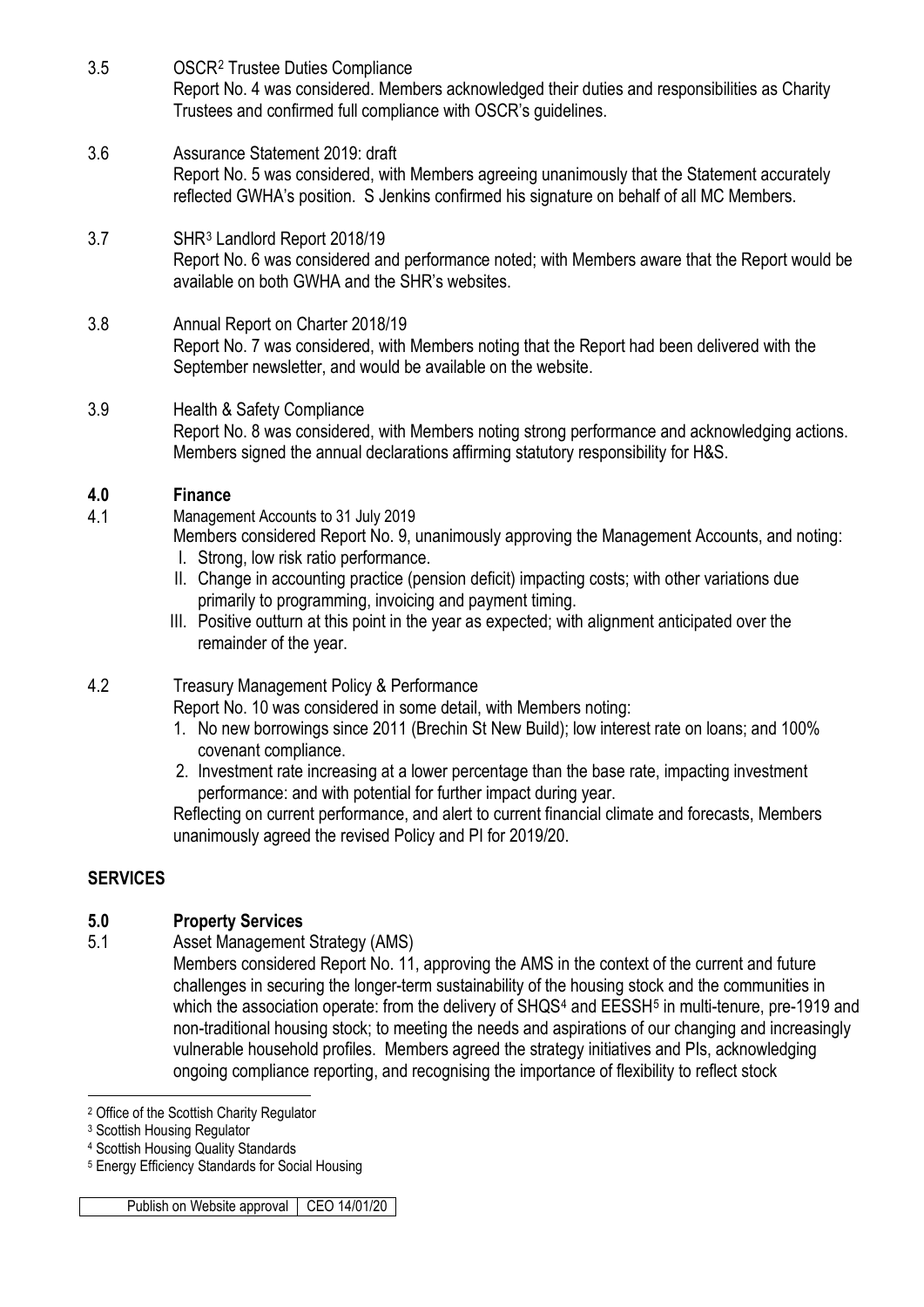3.5 OSCR[2] Trustee Duties Compliance
Report No. 4 was considered. Members acknowledged their duties and responsibilities as Charity Trustees and confirmed full compliance with OSCR's guidelines.

3.6 Assurance Statement 2019: draft
Report No. 5 was considered, with Members agreeing unanimously that the Statement accurately reflected GWHA's position. S Jenkins confirmed his signature on behalf of all MC Members.

3.7 SHR[3] Landlord Report 2018/19
Report No. 6 was considered and performance noted; with Members aware that the Report would be available on both GWHA and the SHR's websites.

3.8 Annual Report on Charter 2018/19
Report No. 7 was considered, with Members noting that the Report had been delivered with the September newsletter, and would be available on the website.

3.9 Health & Safety Compliance
Report No. 8 was considered, with Members noting strong performance and acknowledging actions. Members signed the annual declarations affirming statutory responsibility for H&S.

## 4.0 Finance

4.1 Management Accounts to 31 July 2019
Members considered Report No. 9, unanimously approving the Management Accounts, and noting:

I. Strong, low risk ratio performance.
II. Change in accounting practice (pension deficit) impacting costs; with other variations due primarily to programming, invoicing and payment timing.
III. Positive outturn at this point in the year as expected; with alignment anticipated over the remainder of the year.

4.2 Treasury Management Policy & Performance
Report No. 10 was considered in some detail, with Members noting:

1. No new borrowings since 2011 (Brechin St New Build); low interest rate on loans; and 100% covenant compliance.
2. Investment rate increasing at a lower percentage than the base rate, impacting investment performance: and with potential for further impact during year.

Reflecting on current performance, and alert to current financial climate and forecasts, Members unanimously agreed the revised Policy and PI for 2019/20.

## SERVICES

## 5.0 Property Services

5.1 Asset Management Strategy (AMS)
Members considered Report No. 11, approving the AMS in the context of the current and future challenges in securing the longer-term sustainability of the housing stock and the communities in which the association operate: from the delivery of SHQS[4] and EESSH[5] in multi-tenure, pre-1919 and non-traditional housing stock; to meeting the needs and aspirations of our changing and increasingly vulnerable household profiles. Members agreed the strategy initiatives and PIs, acknowledging ongoing compliance reporting, and recognising the importance of flexibility to reflect stock

[2] Office of the Scottish Charity Regulator
[3] Scottish Housing Regulator
[4] Scottish Housing Quality Standards
[5] Energy Efficiency Standards for Social Housing

| Publish on Website approval | CEO 14/01/20 |
|---|---|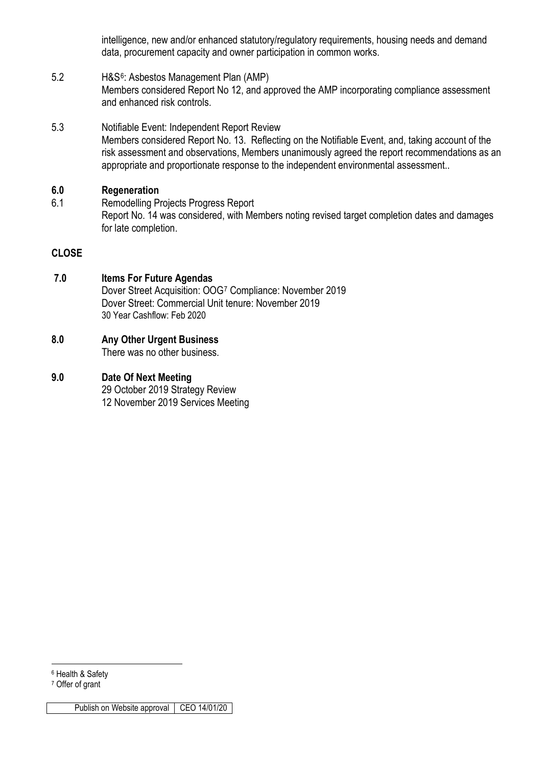intelligence, new and/or enhanced statutory/regulatory requirements, housing needs and demand data, procurement capacity and owner participation in common works.

5.2 H&S[6]: Asbestos Management Plan (AMP)
Members considered Report No 12, and approved the AMP incorporating compliance assessment and enhanced risk controls.

5.3 Notifiable Event: Independent Report Review
Members considered Report No. 13. Reflecting on the Notifiable Event, and, taking account of the risk assessment and observations, Members unanimously agreed the report recommendations as an appropriate and proportionate response to the independent environmental assessment..

## 6.0 Regeneration

6.1 Remodelling Projects Progress Report
Report No. 14 was considered, with Members noting revised target completion dates and damages for late completion.

## CLOSE

## 7.0 Items For Future Agendas

Dover Street Acquisition: OOG[7] Compliance: November 2019
Dover Street: Commercial Unit tenure: November 2019
30 Year Cashflow: Feb 2020

## 8.0 Any Other Urgent Business

There was no other business.

## 9.0 Date Of Next Meeting

29 October 2019 Strategy Review
12 November 2019 Services Meeting

[6] Health & Safety
[7] Offer of grant

| Publish on Website approval | CEO 14/01/20 |
| --- | --- |